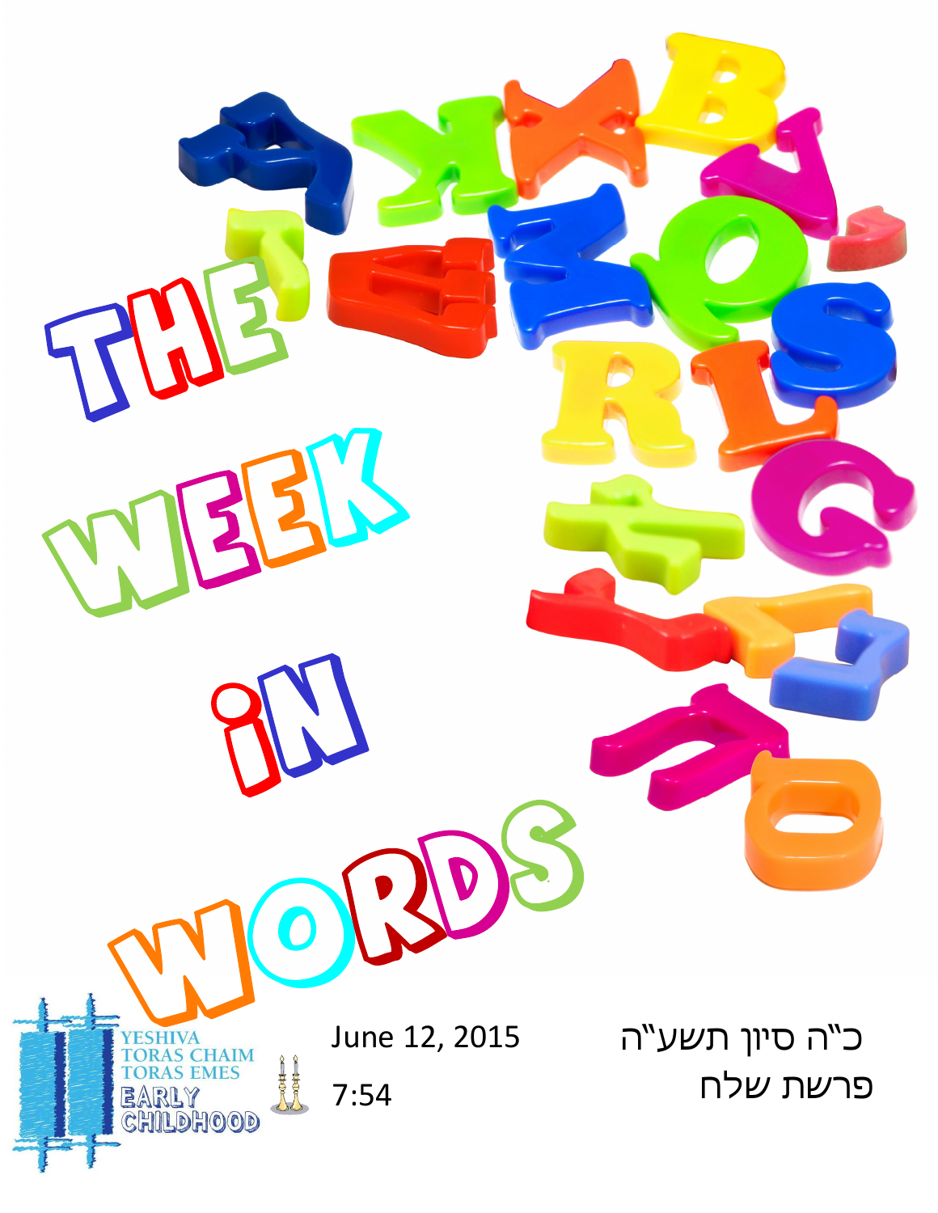# THE WEEK IN WORDS

YESHIVA TORAS CHAIM TORAS EMES EARLY CHILDHOOD

June 12, 2015

7:54

כ"ה סיון תשע"ה

פרשת שלח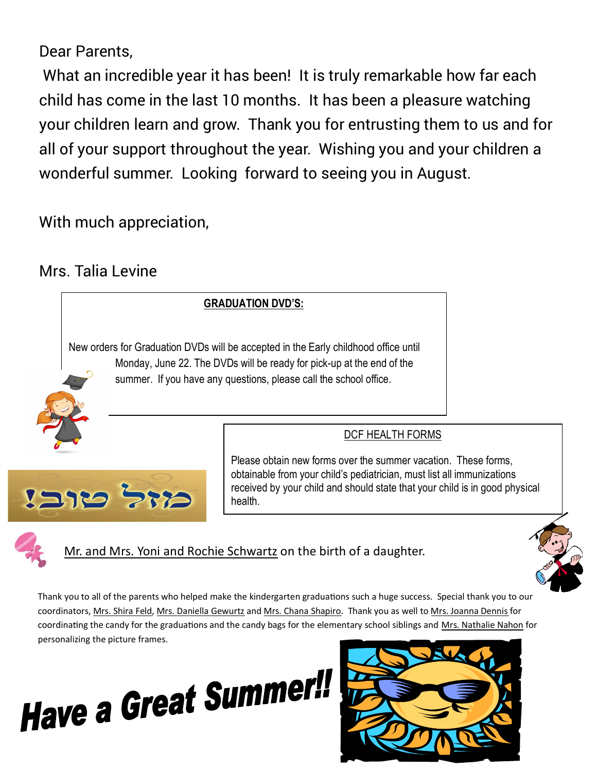Dear Parents,

What an incredible year it has been! It is truly remarkable how far each child has come in the last 10 months. It has been a pleasure watching your children learn and grow. Thank you for entrusting them to us and for all of your support throughout the year. Wishing you and your children a wonderful summer. Looking forward to seeing you in August.

With much appreciation,

Mrs. Talia Levine

**GRADUATION DVD'S:**

New orders for Graduation DVDs will be accepted in the Early childhood office until Monday, June 22. The DVDs will be ready for pick-up at the end of the summer. If you have any questions, please call the school office.

DCF HEALTH FORMS

Please obtain new forms over the summer vacation. These forms, obtainable from your child's pediatrician, must list all immunizations received by your child and should state that your child is in good physical health.

מזל טוב!

Mr. and Mrs. Yoni and Rochie Schwartz on the birth of a daughter.

Thank you to all of the parents who helped make the kindergarten graduations such a huge success. Special thank you to our coordinators, Mrs. Shira Feld, Mrs. Daniella Gewurtz and Mrs. Chana Shapiro. Thank you as well to Mrs. Joanna Dennis for coordinating the candy for the graduations and the candy bags for the elementary school siblings and Mrs. Nathalie Nahon for personalizing the picture frames.

**Have a Great Summer!!**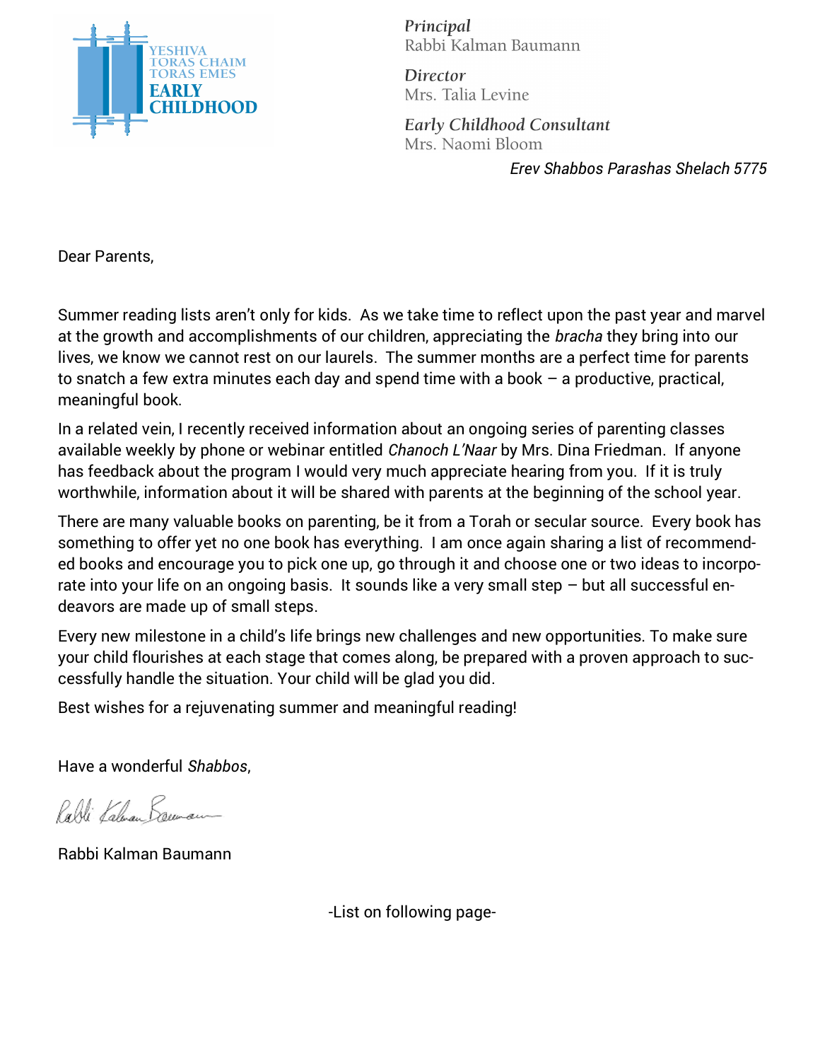YESHIVA TORAS CHAIM TORAS EMES EARLY CHILDHOOD

*Principal*
Rabbi Kalman Baumann

*Director*
Mrs. Talia Levine

*Early Childhood Consultant*
Mrs. Naomi Bloom

*Erev Shabbos Parashas Shelach 5775*

Dear Parents,

Summer reading lists aren't only for kids. As we take time to reflect upon the past year and marvel at the growth and accomplishments of our children, appreciating the *bracha* they bring into our lives, we know we cannot rest on our laurels. The summer months are a perfect time for parents to snatch a few extra minutes each day and spend time with a book – a productive, practical, meaningful book.

In a related vein, I recently received information about an ongoing series of parenting classes available weekly by phone or webinar entitled *Chanoch L'Naar* by Mrs. Dina Friedman. If anyone has feedback about the program I would very much appreciate hearing from you. If it is truly worthwhile, information about it will be shared with parents at the beginning of the school year.

There are many valuable books on parenting, be it from a Torah or secular source. Every book has something to offer yet no one book has everything. I am once again sharing a list of recommended books and encourage you to pick one up, go through it and choose one or two ideas to incorporate into your life on an ongoing basis. It sounds like a very small step – but all successful endeavors are made up of small steps.

Every new milestone in a child's life brings new challenges and new opportunities. To make sure your child flourishes at each stage that comes along, be prepared with a proven approach to successfully handle the situation. Your child will be glad you did.

Best wishes for a rejuvenating summer and meaningful reading!

Have a wonderful *Shabbos*,

Rabbi Kalman Baumann

Rabbi Kalman Baumann

-List on following page-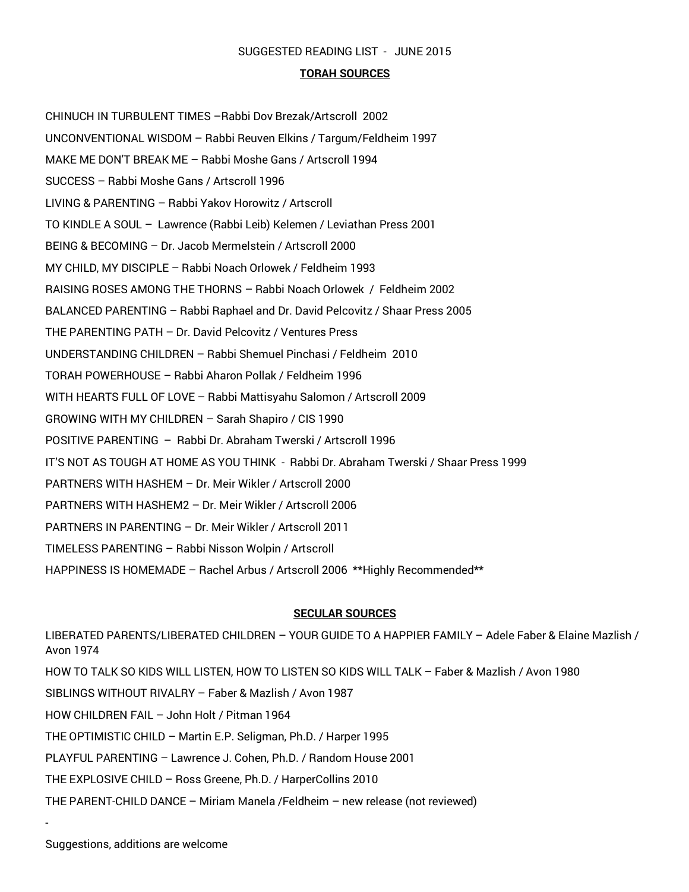SUGGESTED READING LIST - JUNE 2015

## TORAH SOURCES

CHINUCH IN TURBULENT TIMES –Rabbi Dov Brezak/Artscroll 2002

UNCONVENTIONAL WISDOM – Rabbi Reuven Elkins / Targum/Feldheim 1997

MAKE ME DON'T BREAK ME – Rabbi Moshe Gans / Artscroll 1994

SUCCESS – Rabbi Moshe Gans / Artscroll 1996

LIVING & PARENTING – Rabbi Yakov Horowitz / Artscroll

TO KINDLE A SOUL – Lawrence (Rabbi Leib) Kelemen / Leviathan Press 2001

BEING & BECOMING – Dr. Jacob Mermelstein / Artscroll 2000

MY CHILD, MY DISCIPLE – Rabbi Noach Orlowek / Feldheim 1993

RAISING ROSES AMONG THE THORNS – Rabbi Noach Orlowek / Feldheim 2002

BALANCED PARENTING – Rabbi Raphael and Dr. David Pelcovitz / Shaar Press 2005

THE PARENTING PATH – Dr. David Pelcovitz / Ventures Press

UNDERSTANDING CHILDREN – Rabbi Shemuel Pinchasi / Feldheim 2010

TORAH POWERHOUSE – Rabbi Aharon Pollak / Feldheim 1996

WITH HEARTS FULL OF LOVE – Rabbi Mattisyahu Salomon / Artscroll 2009

GROWING WITH MY CHILDREN – Sarah Shapiro / CIS 1990

POSITIVE PARENTING – Rabbi Dr. Abraham Twerski / Artscroll 1996

IT'S NOT AS TOUGH AT HOME AS YOU THINK - Rabbi Dr. Abraham Twerski / Shaar Press 1999

PARTNERS WITH HASHEM – Dr. Meir Wikler / Artscroll 2000

PARTNERS WITH HASHEM2 – Dr. Meir Wikler / Artscroll 2006

PARTNERS IN PARENTING – Dr. Meir Wikler / Artscroll 2011

TIMELESS PARENTING – Rabbi Nisson Wolpin / Artscroll

HAPPINESS IS HOMEMADE – Rachel Arbus / Artscroll 2006 **Highly Recommended**

## SECULAR SOURCES

LIBERATED PARENTS/LIBERATED CHILDREN – YOUR GUIDE TO A HAPPIER FAMILY – Adele Faber & Elaine Mazlish / Avon 1974

HOW TO TALK SO KIDS WILL LISTEN, HOW TO LISTEN SO KIDS WILL TALK – Faber & Mazlish / Avon 1980

SIBLINGS WITHOUT RIVALRY – Faber & Mazlish / Avon 1987

HOW CHILDREN FAIL – John Holt / Pitman 1964

THE OPTIMISTIC CHILD – Martin E.P. Seligman, Ph.D. / Harper 1995

PLAYFUL PARENTING – Lawrence J. Cohen, Ph.D. / Random House 2001

THE EXPLOSIVE CHILD – Ross Greene, Ph.D. / HarperCollins 2010

THE PARENT-CHILD DANCE – Miriam Manela /Feldheim – new release (not reviewed)

-

Suggestions, additions are welcome